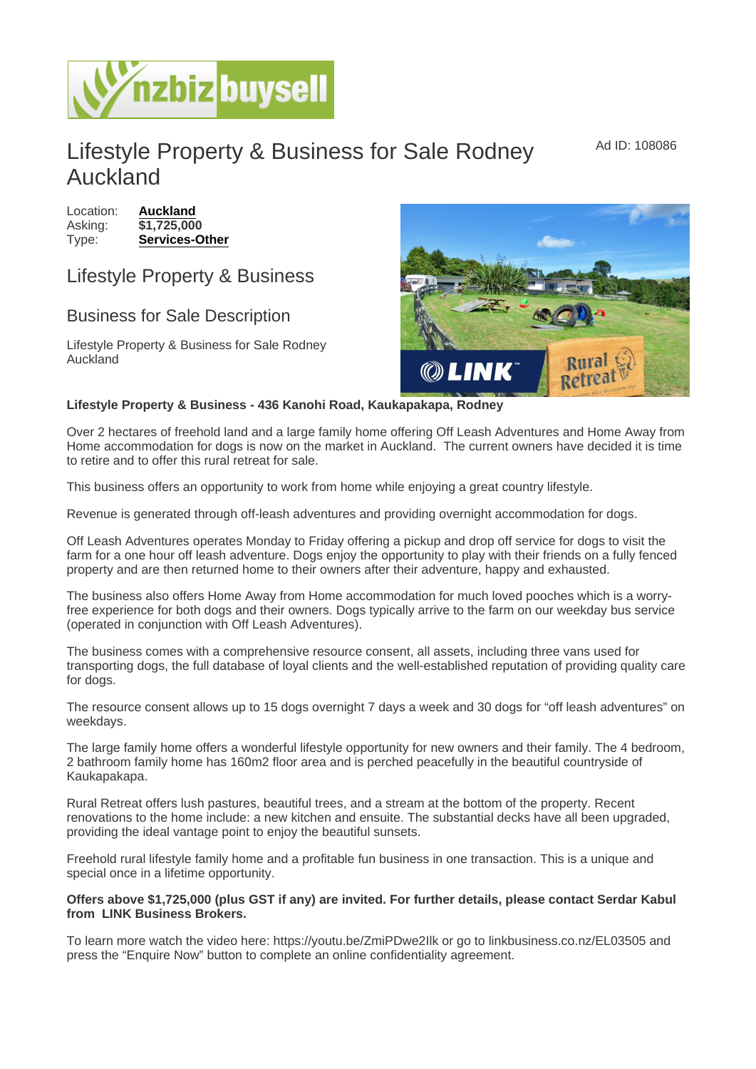# Lifestyle Property & Business for Sale Rodney Auckland

Ad ID: 108086

Location: **Auckland**
Asking: **$1,725,000**
Type: **Services-Other**

## Lifestyle Property & Business

### Business for Sale Description

Lifestyle Property & Business for Sale Rodney Auckland

**Lifestyle Property & Business - 436 Kanohi Road, Kaukapakapa, Rodney**

Over 2 hectares of freehold land and a large family home offering Off Leash Adventures and Home Away from Home accommodation for dogs is now on the market in Auckland. The current owners have decided it is time to retire and to offer this rural retreat for sale.

This business offers an opportunity to work from home while enjoying a great country lifestyle.

Revenue is generated through off-leash adventures and providing overnight accommodation for dogs.

Off Leash Adventures operates Monday to Friday offering a pickup and drop off service for dogs to visit the farm for a one hour off leash adventure. Dogs enjoy the opportunity to play with their friends on a fully fenced property and are then returned home to their owners after their adventure, happy and exhausted.

The business also offers Home Away from Home accommodation for much loved pooches which is a worry-free experience for both dogs and their owners. Dogs typically arrive to the farm on our weekday bus service (operated in conjunction with Off Leash Adventures).

The business comes with a comprehensive resource consent, all assets, including three vans used for transporting dogs, the full database of loyal clients and the well-established reputation of providing quality care for dogs.

The resource consent allows up to 15 dogs overnight 7 days a week and 30 dogs for "off leash adventures" on weekdays.

The large family home offers a wonderful lifestyle opportunity for new owners and their family. The 4 bedroom, 2 bathroom family home has 160m2 floor area and is perched peacefully in the beautiful countryside of Kaukapakapa.

Rural Retreat offers lush pastures, beautiful trees, and a stream at the bottom of the property. Recent renovations to the home include: a new kitchen and ensuite. The substantial decks have all been upgraded, providing the ideal vantage point to enjoy the beautiful sunsets.

Freehold rural lifestyle family home and a profitable fun business in one transaction. This is a unique and special once in a lifetime opportunity.

**Offers above $1,725,000 (plus GST if any) are invited. For further details, please contact Serdar Kabul from LINK Business Brokers.**

To learn more watch the video here: https://youtu.be/ZmiPDwe2Ilk or go to linkbusiness.co.nz/EL03505 and press the "Enquire Now" button to complete an online confidentiality agreement.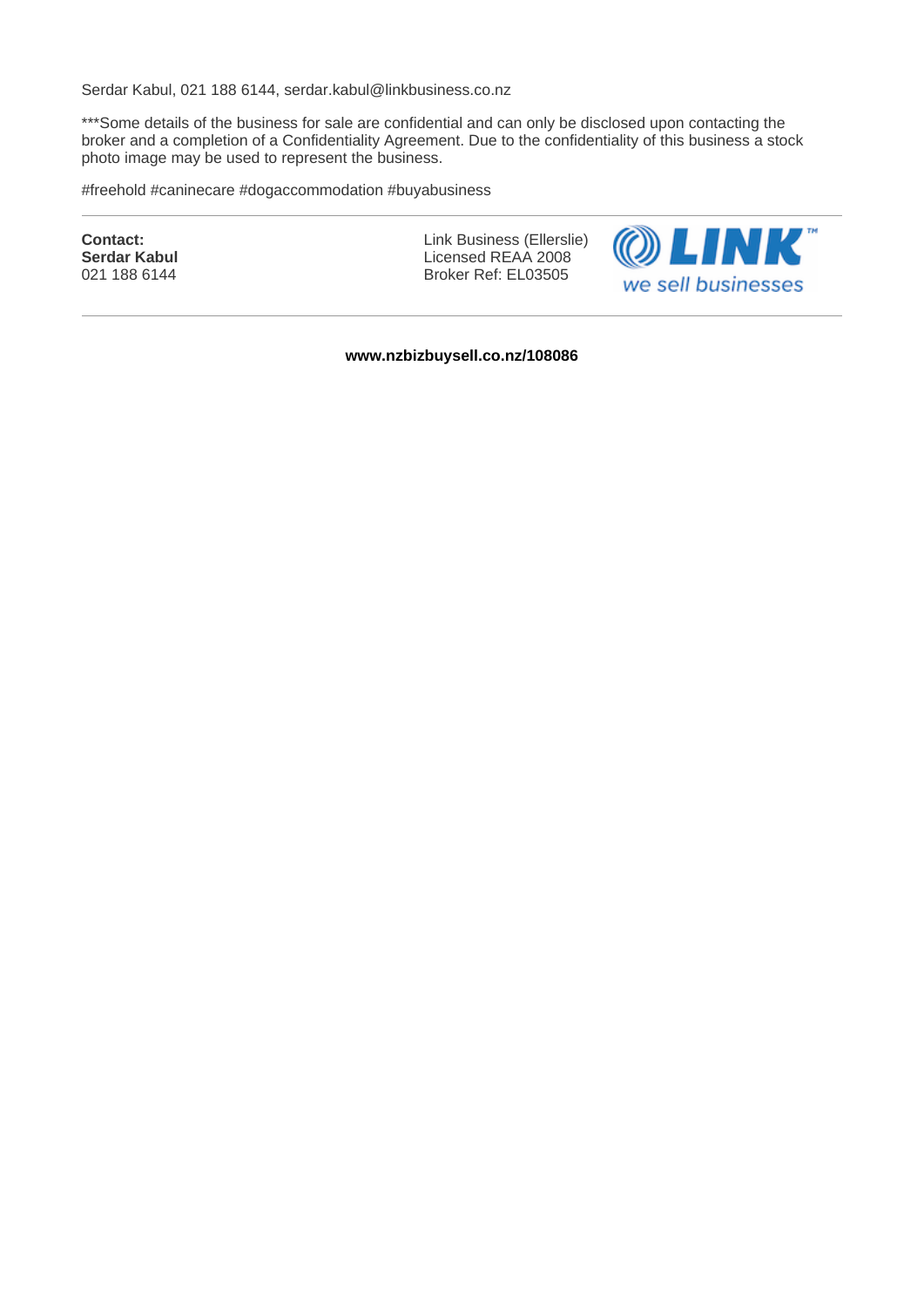Serdar Kabul, 021 188 6144, serdar.kabul@linkbusiness.co.nz

***Some details of the business for sale are confidential and can only be disclosed upon contacting the broker and a completion of a Confidentiality Agreement. Due to the confidentiality of this business a stock photo image may be used to represent the business.

#freehold #caninecare #dogaccommodation #buyabusiness

---

**Contact:**
**Serdar Kabul**
021 188 6144

Link Business (Ellerslie)
Licensed REAA 2008
Broker Ref: EL03505

LINK™
we sell businesses

---

**www.nzbizbuysell.co.nz/108086**